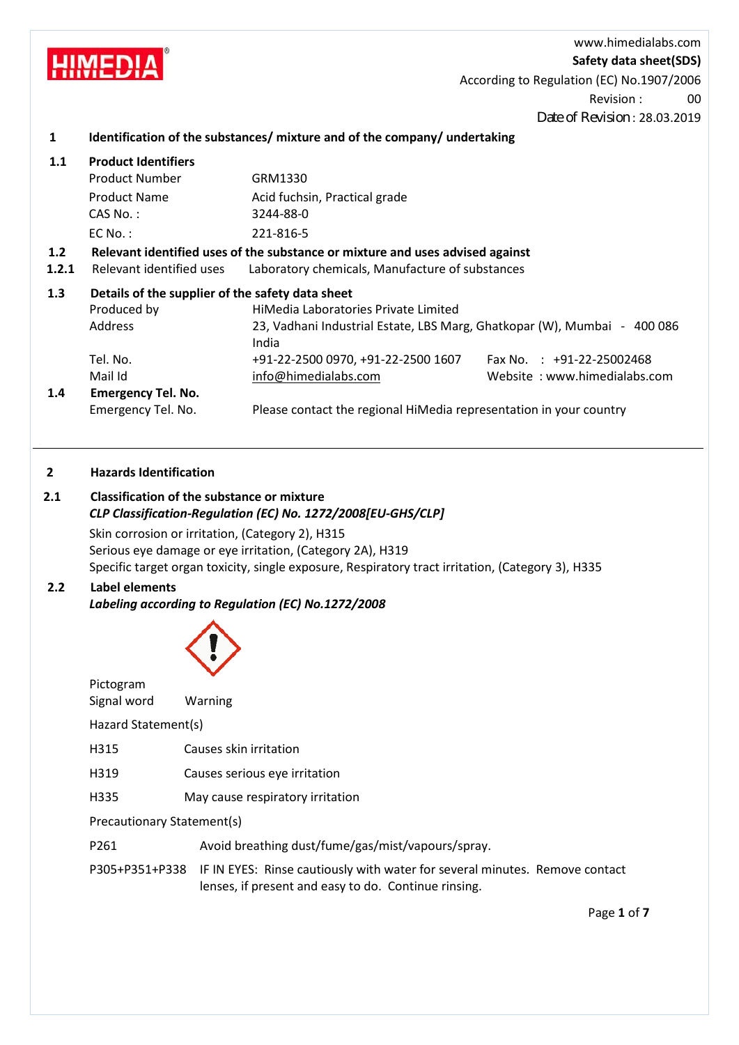www.himedialabs.com

**Safety data sheet(SDS)**

According to Regulation (EC) No.1907/2006

Revision : 00

Date of Revision : 28.03.2019

## 1 Identification of the substances/ mixture and of the company/ undertaking

### 1.1 Product Identifiers

| | |
|---|---|
| Product Number | GRM1330 |
| Product Name | Acid fuchsin, Practical grade |
| CAS No. : | 3244-88-0 |
| EC No. : | 221-816-5 |

### 1.2 Relevant identified uses of the substance or mixture and uses advised against

**1.2.1** Relevant identified uses — Laboratory chemicals, Manufacture of substances

### 1.3 Details of the supplier of the safety data sheet

| | |
|---|---|
| Produced by | HiMedia Laboratories Private Limited |
| Address | 23, Vadhani Industrial Estate, LBS Marg, Ghatkopar (W), Mumbai - 400 086 India |
| Tel. No. | +91-22-2500 0970, +91-22-2500 1607 Fax No. : +91-22-25002468 |
| Mail Id | info@himedialabs.com Website : www.himedialabs.com |

### 1.4 Emergency Tel. No.

Emergency Tel. No. — Please contact the regional HiMedia representation in your country

## 2 Hazards Identification

### 2.1 Classification of the substance or mixture

***CLP Classification-Regulation (EC) No. 1272/2008[EU-GHS/CLP]***

Skin corrosion or irritation, (Category 2), H315

Serious eye damage or eye irritation, (Category 2A), H319

Specific target organ toxicity, single exposure, Respiratory tract irritation, (Category 3), H335

### 2.2 Label elements

***Labeling according to Regulation (EC) No.1272/2008***

Pictogram

Signal word — Warning

Hazard Statement(s)

| | |
|---|---|
| H315 | Causes skin irritation |
| H319 | Causes serious eye irritation |
| H335 | May cause respiratory irritation |

Precautionary Statement(s)

| | |
|---|---|
| P261 | Avoid breathing dust/fume/gas/mist/vapours/spray. |
| P305+P351+P338 | IF IN EYES: Rinse cautiously with water for several minutes. Remove contact lenses, if present and easy to do. Continue rinsing. |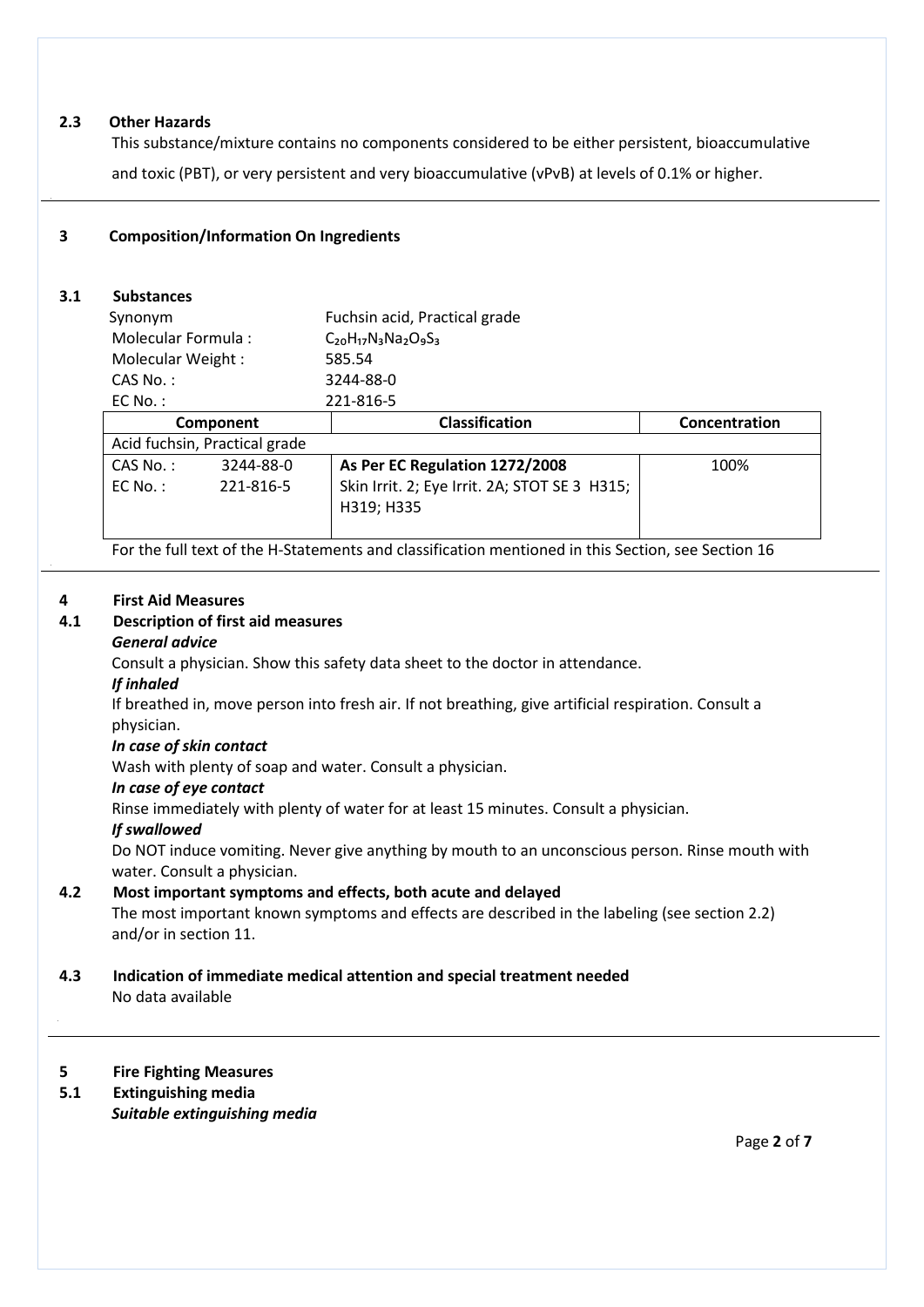## 2.3 Other Hazards

This substance/mixture contains no components considered to be either persistent, bioaccumulative and toxic (PBT), or very persistent and very bioaccumulative (vPvB) at levels of 0.1% or higher.

## 3 Composition/Information On Ingredients

### 3.1 Substances

| | |
|---|---|
| Synonym | Fuchsin acid, Practical grade |
| Molecular Formula : | $C_{20}H_{17}N_3Na_2O_9S_3$ |
| Molecular Weight : | 585.54 |
| CAS No. : | 3244-88-0 |
| EC No. : | 221-816-5 |

| Component | | Classification | Concentration |
|---|---|---|---|
| Acid fuchsin, Practical grade | | | |
| CAS No. :<br>EC No. : | 3244-88-0<br>221-816-5 | **As Per EC Regulation 1272/2008**<br>Skin Irrit. 2; Eye Irrit. 2A; STOT SE 3 H315; H319; H335 | 100% |

For the full text of the H-Statements and classification mentioned in this Section, see Section 16

## 4 First Aid Measures

### 4.1 Description of first aid measures

***General advice***

Consult a physician. Show this safety data sheet to the doctor in attendance.

***If inhaled***

If breathed in, move person into fresh air. If not breathing, give artificial respiration. Consult a physician.

***In case of skin contact***

Wash with plenty of soap and water. Consult a physician.

***In case of eye contact***

Rinse immediately with plenty of water for at least 15 minutes. Consult a physician.

***If swallowed***

Do NOT induce vomiting. Never give anything by mouth to an unconscious person. Rinse mouth with water. Consult a physician.

### 4.2 Most important symptoms and effects, both acute and delayed

The most important known symptoms and effects are described in the labeling (see section 2.2) and/or in section 11.

### 4.3 Indication of immediate medical attention and special treatment needed

No data available

## 5 Fire Fighting Measures

### 5.1 Extinguishing media

***Suitable extinguishing media***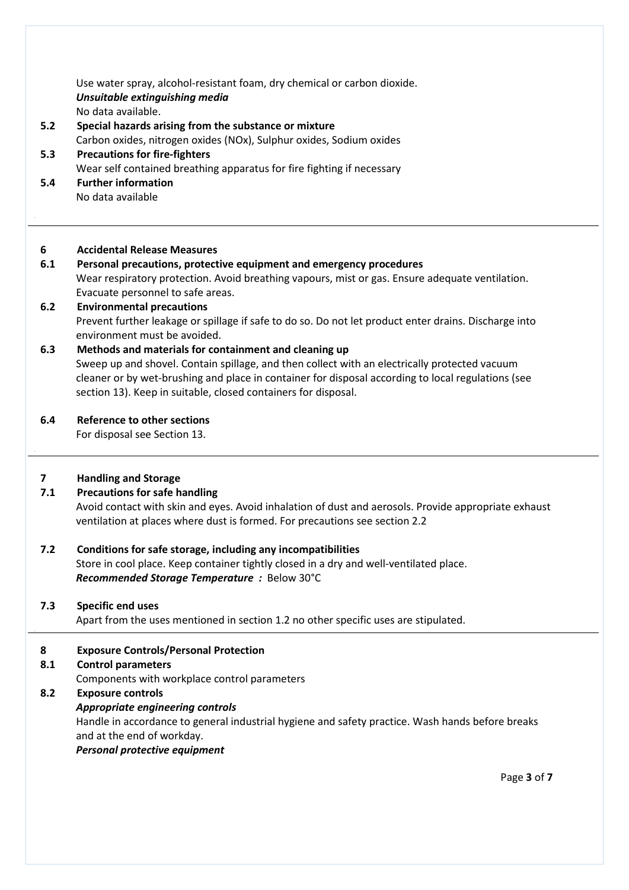Use water spray, alcohol-resistant foam, dry chemical or carbon dioxide.

***Unsuitable extinguishing media***

No data available.

**5.2 Special hazards arising from the substance or mixture**

Carbon oxides, nitrogen oxides (NOx), Sulphur oxides, Sodium oxides

**5.3 Precautions for fire-fighters**

Wear self contained breathing apparatus for fire fighting if necessary

**5.4 Further information**

No data available

---

## 6 Accidental Release Measures

**6.1 Personal precautions, protective equipment and emergency procedures**

Wear respiratory protection. Avoid breathing vapours, mist or gas. Ensure adequate ventilation. Evacuate personnel to safe areas.

**6.2 Environmental precautions**

Prevent further leakage or spillage if safe to do so. Do not let product enter drains. Discharge into environment must be avoided.

**6.3 Methods and materials for containment and cleaning up**

Sweep up and shovel. Contain spillage, and then collect with an electrically protected vacuum cleaner or by wet-brushing and place in container for disposal according to local regulations (see section 13). Keep in suitable, closed containers for disposal.

**6.4 Reference to other sections**

For disposal see Section 13.

---

## 7 Handling and Storage

**7.1 Precautions for safe handling**

Avoid contact with skin and eyes. Avoid inhalation of dust and aerosols. Provide appropriate exhaust ventilation at places where dust is formed. For precautions see section 2.2

**7.2 Conditions for safe storage, including any incompatibilities**

Store in cool place. Keep container tightly closed in a dry and well-ventilated place.

***Recommended Storage Temperature :*** Below 30°C

**7.3 Specific end uses**

Apart from the uses mentioned in section 1.2 no other specific uses are stipulated.

---

## 8 Exposure Controls/Personal Protection

**8.1 Control parameters**

Components with workplace control parameters

**8.2 Exposure controls**

***Appropriate engineering controls***

Handle in accordance to general industrial hygiene and safety practice. Wash hands before breaks and at the end of workday.

***Personal protective equipment***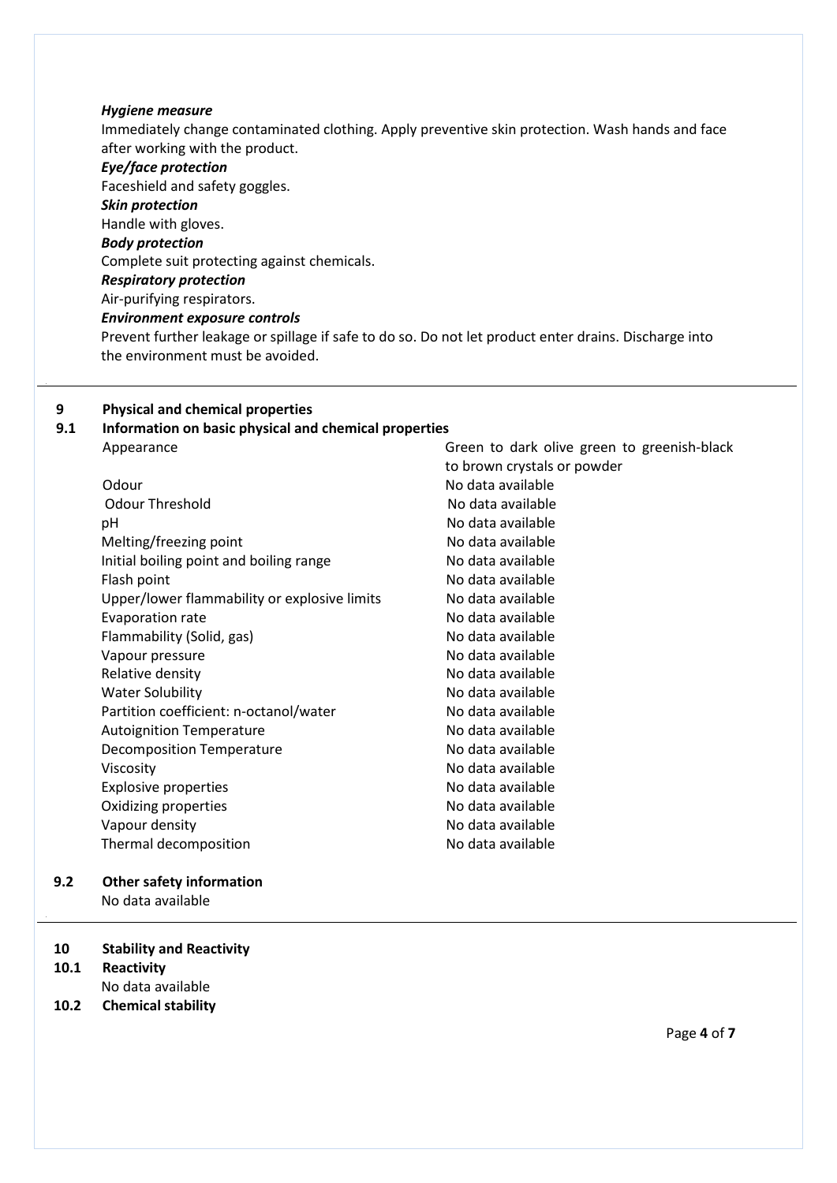***Hygiene measure***

Immediately change contaminated clothing. Apply preventive skin protection. Wash hands and face after working with the product.

***Eye/face protection***

Faceshield and safety goggles.

***Skin protection***

Handle with gloves.

***Body protection***

Complete suit protecting against chemicals.

***Respiratory protection***

Air-purifying respirators.

***Environment exposure controls***

Prevent further leakage or spillage if safe to do so. Do not let product enter drains. Discharge into the environment must be avoided.

---

## 9 Physical and chemical properties

### 9.1 Information on basic physical and chemical properties

| Property | Value |
|---|---|
| Appearance | Green to dark olive green to greenish-black to brown crystals or powder |
| Odour | No data available |
| Odour Threshold | No data available |
| pH | No data available |
| Melting/freezing point | No data available |
| Initial boiling point and boiling range | No data available |
| Flash point | No data available |
| Upper/lower flammability or explosive limits | No data available |
| Evaporation rate | No data available |
| Flammability (Solid, gas) | No data available |
| Vapour pressure | No data available |
| Relative density | No data available |
| Water Solubility | No data available |
| Partition coefficient: n-octanol/water | No data available |
| Autoignition Temperature | No data available |
| Decomposition Temperature | No data available |
| Viscosity | No data available |
| Explosive properties | No data available |
| Oxidizing properties | No data available |
| Vapour density | No data available |
| Thermal decomposition | No data available |

### 9.2 Other safety information

No data available

---

## 10 Stability and Reactivity

### 10.1 Reactivity

No data available

### 10.2 Chemical stability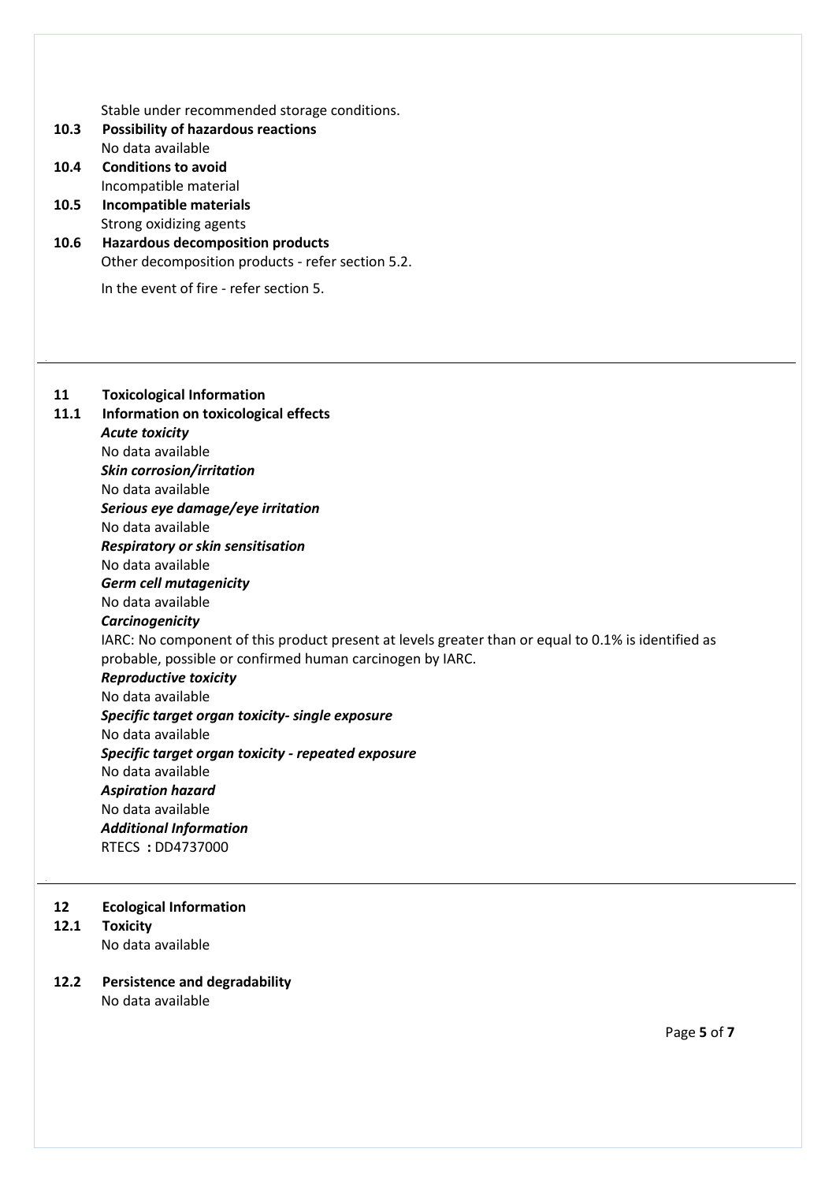Stable under recommended storage conditions.

**10.3 Possibility of hazardous reactions**

No data available

**10.4 Conditions to avoid**

Incompatible material

**10.5 Incompatible materials**

Strong oxidizing agents

**10.6 Hazardous decomposition products**

Other decomposition products - refer section 5.2.

In the event of fire - refer section 5.

---

## 11 Toxicological Information

### 11.1 Information on toxicological effects

***Acute toxicity***

No data available

***Skin corrosion/irritation***

No data available

***Serious eye damage/eye irritation***

No data available

***Respiratory or skin sensitisation***

No data available

***Germ cell mutagenicity***

No data available

***Carcinogenicity***

IARC: No component of this product present at levels greater than or equal to 0.1% is identified as probable, possible or confirmed human carcinogen by IARC.

***Reproductive toxicity***

No data available

***Specific target organ toxicity- single exposure***

No data available

***Specific target organ toxicity - repeated exposure***

No data available

***Aspiration hazard***

No data available

***Additional Information***

RTECS **:** DD4737000

---

## 12 Ecological Information

### 12.1 Toxicity

No data available

### 12.2 Persistence and degradability

No data available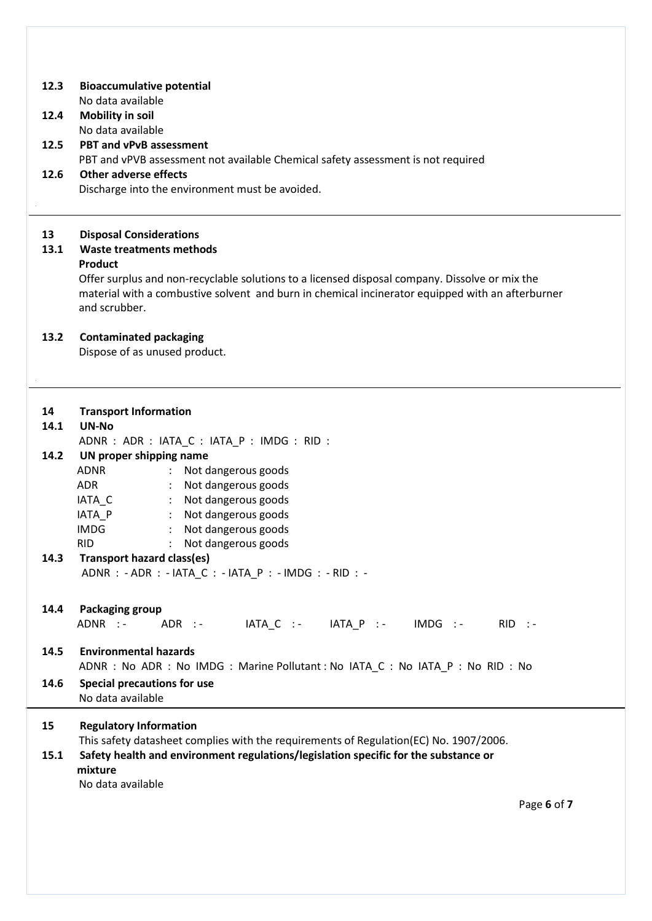**12.3 Bioaccumulative potential**

No data available

**12.4 Mobility in soil**

No data available

**12.5 PBT and vPvB assessment**

PBT and vPVB assessment not available Chemical safety assessment is not required

**12.6 Other adverse effects**

Discharge into the environment must be avoided.

---

## 13 Disposal Considerations

**13.1 Waste treatments methods**

**Product**

Offer surplus and non-recyclable solutions to a licensed disposal company. Dissolve or mix the material with a combustive solvent and burn in chemical incinerator equipped with an afterburner and scrubber.

**13.2 Contaminated packaging**

Dispose of as unused product.

---

## 14 Transport Information

**14.1 UN-No**

ADNR : ADR : IATA_C : IATA_P : IMDG : RID :

**14.2 UN proper shipping name**

| | | |
|---|---|---|
| ADNR | : | Not dangerous goods |
| ADR | : | Not dangerous goods |
| IATA_C | : | Not dangerous goods |
| IATA_P | : | Not dangerous goods |
| IMDG | : | Not dangerous goods |
| RID | : | Not dangerous goods |

**14.3 Transport hazard class(es)**

ADNR : - ADR : - IATA_C : - IATA_P : - IMDG : - RID : -

**14.4 Packaging group**

ADNR : - ADR : - IATA_C : - IATA_P : - IMDG : - RID : -

**14.5 Environmental hazards**

ADNR : No ADR : No IMDG : Marine Pollutant : No IATA_C : No IATA_P : No RID : No

**14.6 Special precautions for use**

No data available

---

## 15 Regulatory Information

This safety datasheet complies with the requirements of Regulation(EC) No. 1907/2006.

**15.1 Safety health and environment regulations/legislation specific for the substance or mixture**

No data available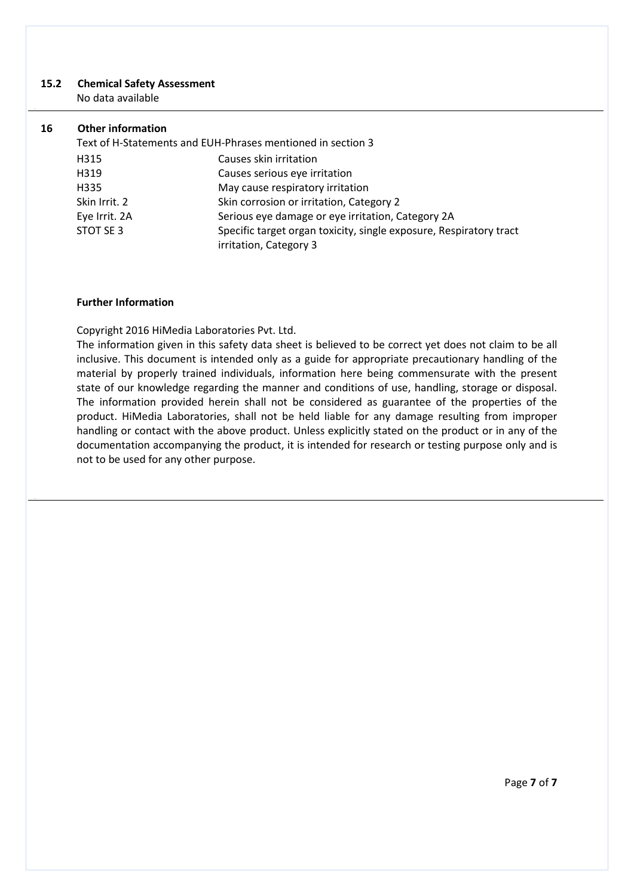## 15.2 Chemical Safety Assessment

No data available

## 16 Other information

Text of H-Statements and EUH-Phrases mentioned in section 3

| | |
|---|---|
| H315 | Causes skin irritation |
| H319 | Causes serious eye irritation |
| H335 | May cause respiratory irritation |
| Skin Irrit. 2 | Skin corrosion or irritation, Category 2 |
| Eye Irrit. 2A | Serious eye damage or eye irritation, Category 2A |
| STOT SE 3 | Specific target organ toxicity, single exposure, Respiratory tract irritation, Category 3 |

**Further Information**

Copyright 2016 HiMedia Laboratories Pvt. Ltd.

The information given in this safety data sheet is believed to be correct yet does not claim to be all inclusive. This document is intended only as a guide for appropriate precautionary handling of the material by properly trained individuals, information here being commensurate with the present state of our knowledge regarding the manner and conditions of use, handling, storage or disposal. The information provided herein shall not be considered as guarantee of the properties of the product. HiMedia Laboratories, shall not be held liable for any damage resulting from improper handling or contact with the above product. Unless explicitly stated on the product or in any of the documentation accompanying the product, it is intended for research or testing purpose only and is not to be used for any other purpose.